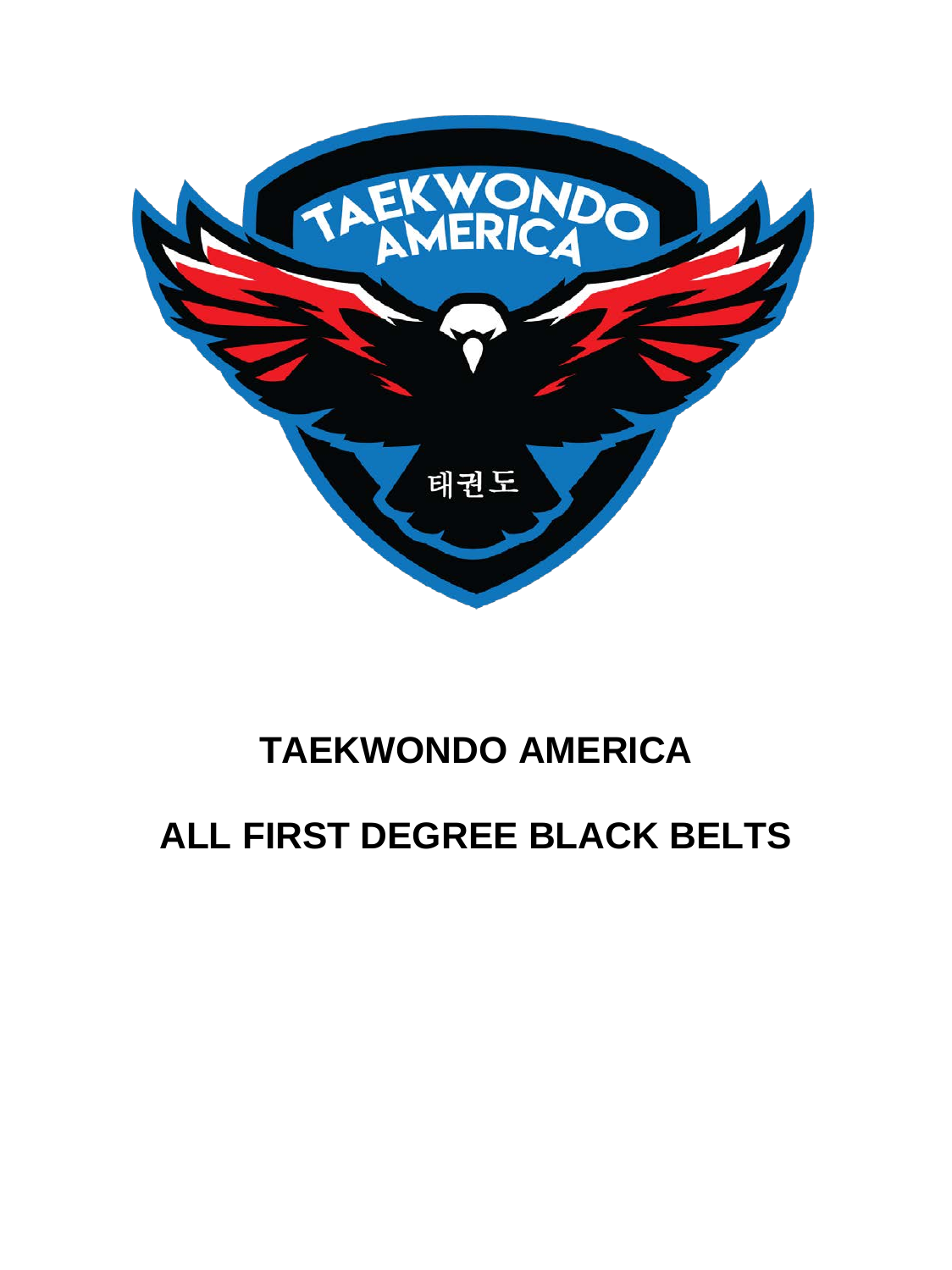# TAEKWONDO AMERICA

# ALL FIRST DEGREE BLACK BELTS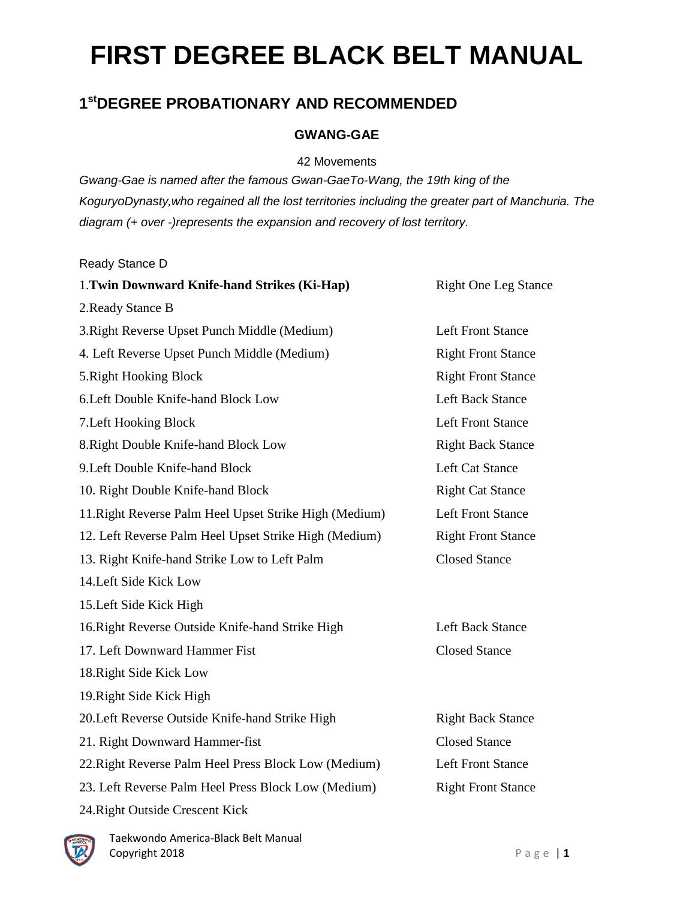# FIRST DEGREE BLACK BELT MANUAL

## 1st DEGREE PROBATIONARY AND RECOMMENDED

### GWANG-GAE

42 Movements

*Gwang-Gae is named after the famous Gwan-GaeTo-Wang, the 19th king of the KoguryoDynasty,who regained all the lost territories including the greater part of Manchuria. The diagram (+ over -)represents the expansion and recovery of lost territory.*

Ready Stance D

| | |
|---|---|
| 1.**Twin Downward Knife-hand Strikes (Ki-Hap)** | Right One Leg Stance |
| 2.Ready Stance B | |
| 3.Right Reverse Upset Punch Middle (Medium) | Left Front Stance |
| 4. Left Reverse Upset Punch Middle (Medium) | Right Front Stance |
| 5.Right Hooking Block | Right Front Stance |
| 6.Left Double Knife-hand Block Low | Left Back Stance |
| 7.Left Hooking Block | Left Front Stance |
| 8.Right Double Knife-hand Block Low | Right Back Stance |
| 9.Left Double Knife-hand Block | Left Cat Stance |
| 10. Right Double Knife-hand Block | Right Cat Stance |
| 11.Right Reverse Palm Heel Upset Strike High (Medium) | Left Front Stance |
| 12. Left Reverse Palm Heel Upset Strike High (Medium) | Right Front Stance |
| 13. Right Knife-hand Strike Low to Left Palm | Closed Stance |
| 14.Left Side Kick Low | |
| 15.Left Side Kick High | |
| 16.Right Reverse Outside Knife-hand Strike High | Left Back Stance |
| 17. Left Downward Hammer Fist | Closed Stance |
| 18.Right Side Kick Low | |
| 19.Right Side Kick High | |
| 20.Left Reverse Outside Knife-hand Strike High | Right Back Stance |
| 21. Right Downward Hammer-fist | Closed Stance |
| 22.Right Reverse Palm Heel Press Block Low (Medium) | Left Front Stance |
| 23. Left Reverse Palm Heel Press Block Low (Medium) | Right Front Stance |
| 24.Right Outside Crescent Kick | |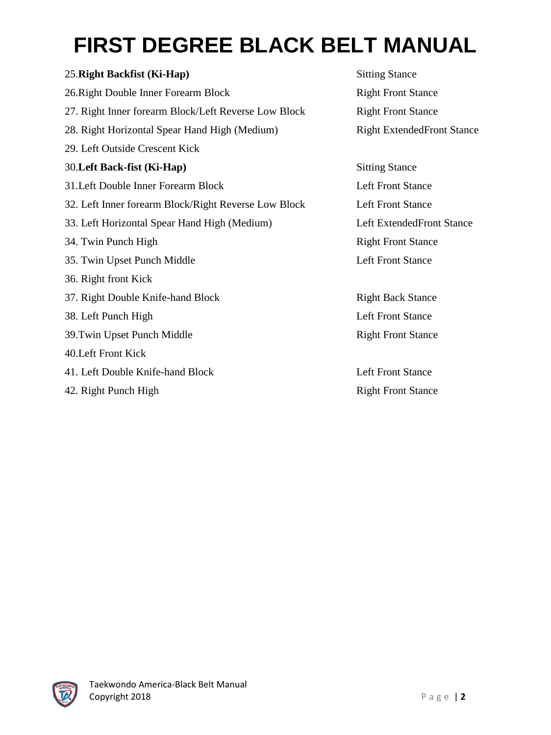# FIRST DEGREE BLACK BELT MANUAL

| | |
|---|---|
| 25.**Right Backfist (Ki-Hap)** | Sitting Stance |
| 26.Right Double Inner Forearm Block | Right Front Stance |
| 27. Right Inner forearm Block/Left Reverse Low Block | Right Front Stance |
| 28. Right Horizontal Spear Hand High (Medium) | Right ExtendedFront Stance |
| 29. Left Outside Crescent Kick | |
| 30.**Left Back-fist (Ki-Hap)** | Sitting Stance |
| 31.Left Double Inner Forearm Block | Left Front Stance |
| 32. Left Inner forearm Block/Right Reverse Low Block | Left Front Stance |
| 33. Left Horizontal Spear Hand High (Medium) | Left ExtendedFront Stance |
| 34. Twin Punch High | Right Front Stance |
| 35. Twin Upset Punch Middle | Left Front Stance |
| 36. Right front Kick | |
| 37. Right Double Knife-hand Block | Right Back Stance |
| 38. Left Punch High | Left Front Stance |
| 39.Twin Upset Punch Middle | Right Front Stance |
| 40.Left Front Kick | |
| 41. Left Double Knife-hand Block | Left Front Stance |
| 42. Right Punch High | Right Front Stance |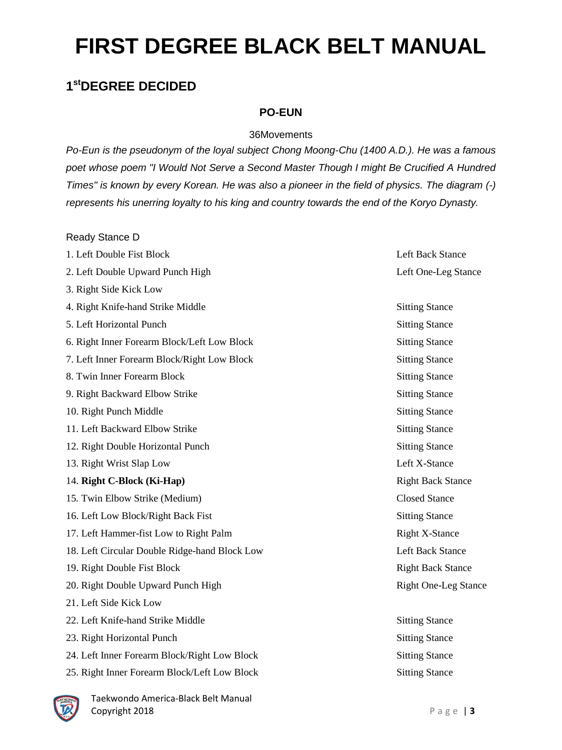# FIRST DEGREE BLACK BELT MANUAL

## 1st DEGREE DECIDED

### PO-EUN

36Movements

*Po-Eun is the pseudonym of the loyal subject Chong Moong-Chu (1400 A.D.). He was a famous poet whose poem "I Would Not Serve a Second Master Though I might Be Crucified A Hundred Times" is known by every Korean. He was also a pioneer in the field of physics. The diagram (-) represents his unerring loyalty to his king and country towards the end of the Koryo Dynasty.*

Ready Stance D

| Movement | Stance |
| --- | --- |
| 1. Left Double Fist Block | Left Back Stance |
| 2. Left Double Upward Punch High | Left One-Leg Stance |
| 3. Right Side Kick Low | |
| 4. Right Knife-hand Strike Middle | Sitting Stance |
| 5. Left Horizontal Punch | Sitting Stance |
| 6. Right Inner Forearm Block/Left Low Block | Sitting Stance |
| 7. Left Inner Forearm Block/Right Low Block | Sitting Stance |
| 8. Twin Inner Forearm Block | Sitting Stance |
| 9. Right Backward Elbow Strike | Sitting Stance |
| 10. Right Punch Middle | Sitting Stance |
| 11. Left Backward Elbow Strike | Sitting Stance |
| 12. Right Double Horizontal Punch | Sitting Stance |
| 13. Right Wrist Slap Low | Left X-Stance |
| 14. **Right C-Block (Ki-Hap)** | Right Back Stance |
| 15. Twin Elbow Strike (Medium) | Closed Stance |
| 16. Left Low Block/Right Back Fist | Sitting Stance |
| 17. Left Hammer-fist Low to Right Palm | Right X-Stance |
| 18. Left Circular Double Ridge-hand Block Low | Left Back Stance |
| 19. Right Double Fist Block | Right Back Stance |
| 20. Right Double Upward Punch High | Right One-Leg Stance |
| 21. Left Side Kick Low | |
| 22. Left Knife-hand Strike Middle | Sitting Stance |
| 23. Right Horizontal Punch | Sitting Stance |
| 24. Left Inner Forearm Block/Right Low Block | Sitting Stance |
| 25. Right Inner Forearm Block/Left Low Block | Sitting Stance |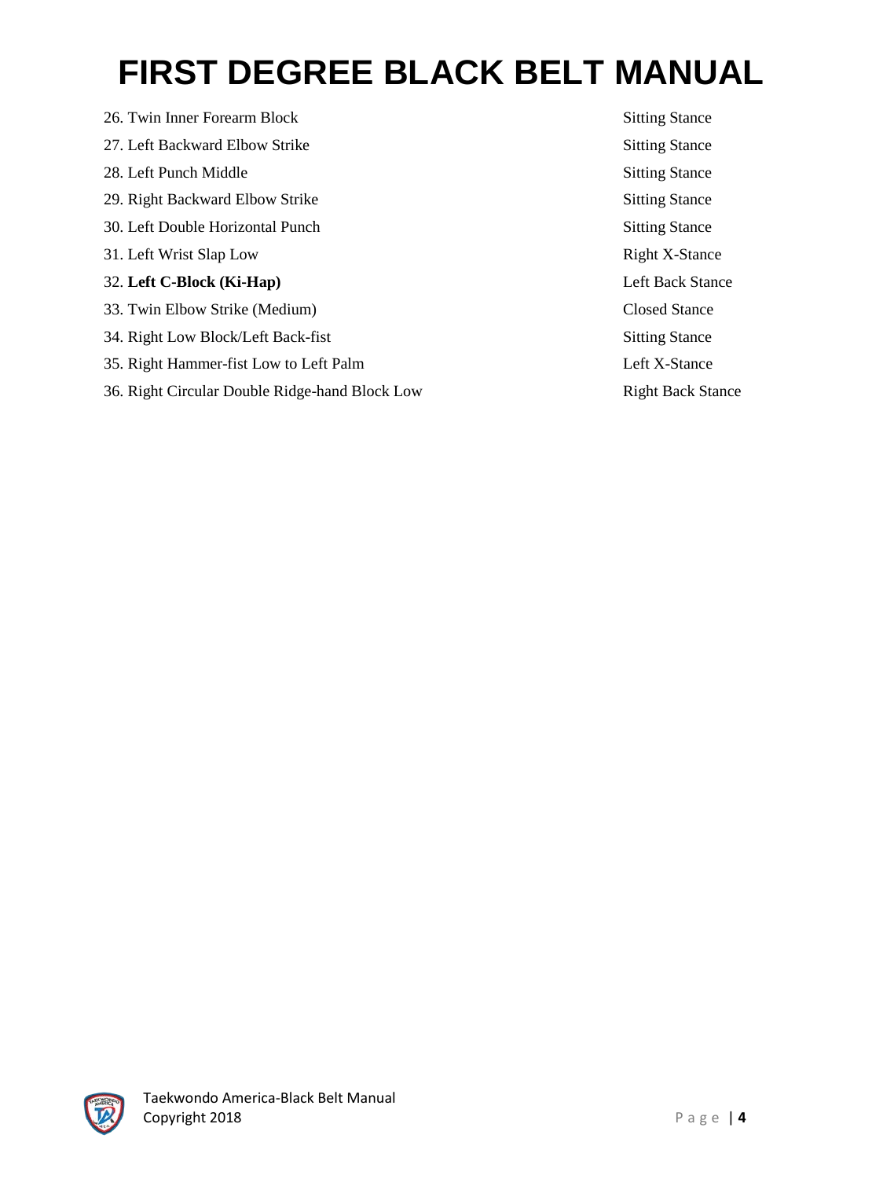# FIRST DEGREE BLACK BELT MANUAL

| | |
|---|---|
| 26. Twin Inner Forearm Block | Sitting Stance |
| 27. Left Backward Elbow Strike | Sitting Stance |
| 28. Left Punch Middle | Sitting Stance |
| 29. Right Backward Elbow Strike | Sitting Stance |
| 30. Left Double Horizontal Punch | Sitting Stance |
| 31. Left Wrist Slap Low | Right X-Stance |
| 32. **Left C-Block (Ki-Hap)** | Left Back Stance |
| 33. Twin Elbow Strike (Medium) | Closed Stance |
| 34. Right Low Block/Left Back-fist | Sitting Stance |
| 35. Right Hammer-fist Low to Left Palm | Left X-Stance |
| 36. Right Circular Double Ridge-hand Block Low | Right Back Stance |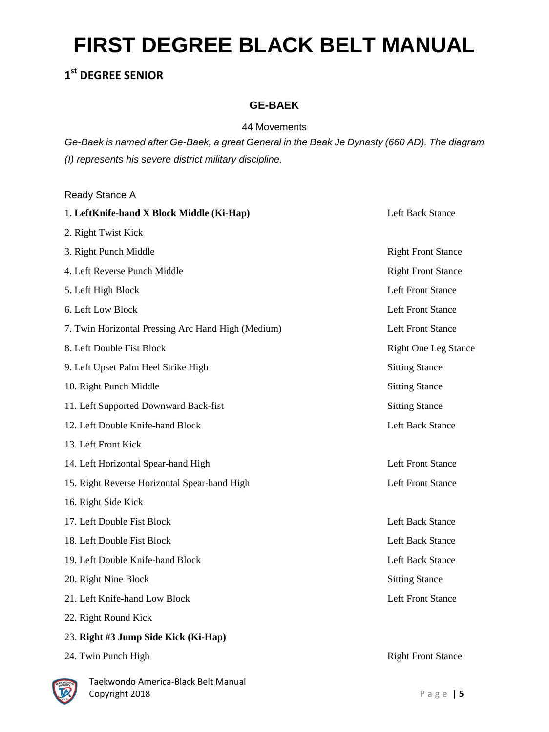# FIRST DEGREE BLACK BELT MANUAL

## 1st DEGREE SENIOR

### GE-BAEK

44 Movements

*Ge-Baek is named after Ge-Baek, a great General in the Beak Je Dynasty (660 AD). The diagram (I) represents his severe district military discipline.*

Ready Stance A

| Movement | Stance |
|---|---|
| 1. **LeftKnife-hand X Block Middle (Ki-Hap)** | Left Back Stance |
| 2. Right Twist Kick | |
| 3. Right Punch Middle | Right Front Stance |
| 4. Left Reverse Punch Middle | Right Front Stance |
| 5. Left High Block | Left Front Stance |
| 6. Left Low Block | Left Front Stance |
| 7. Twin Horizontal Pressing Arc Hand High (Medium) | Left Front Stance |
| 8. Left Double Fist Block | Right One Leg Stance |
| 9. Left Upset Palm Heel Strike High | Sitting Stance |
| 10. Right Punch Middle | Sitting Stance |
| 11. Left Supported Downward Back-fist | Sitting Stance |
| 12. Left Double Knife-hand Block | Left Back Stance |
| 13. Left Front Kick | |
| 14. Left Horizontal Spear-hand High | Left Front Stance |
| 15. Right Reverse Horizontal Spear-hand High | Left Front Stance |
| 16. Right Side Kick | |
| 17. Left Double Fist Block | Left Back Stance |
| 18. Left Double Fist Block | Left Back Stance |
| 19. Left Double Knife-hand Block | Left Back Stance |
| 20. Right Nine Block | Sitting Stance |
| 21. Left Knife-hand Low Block | Left Front Stance |
| 22. Right Round Kick | |
| 23. **Right #3 Jump Side Kick (Ki-Hap)** | |
| 24. Twin Punch High | Right Front Stance |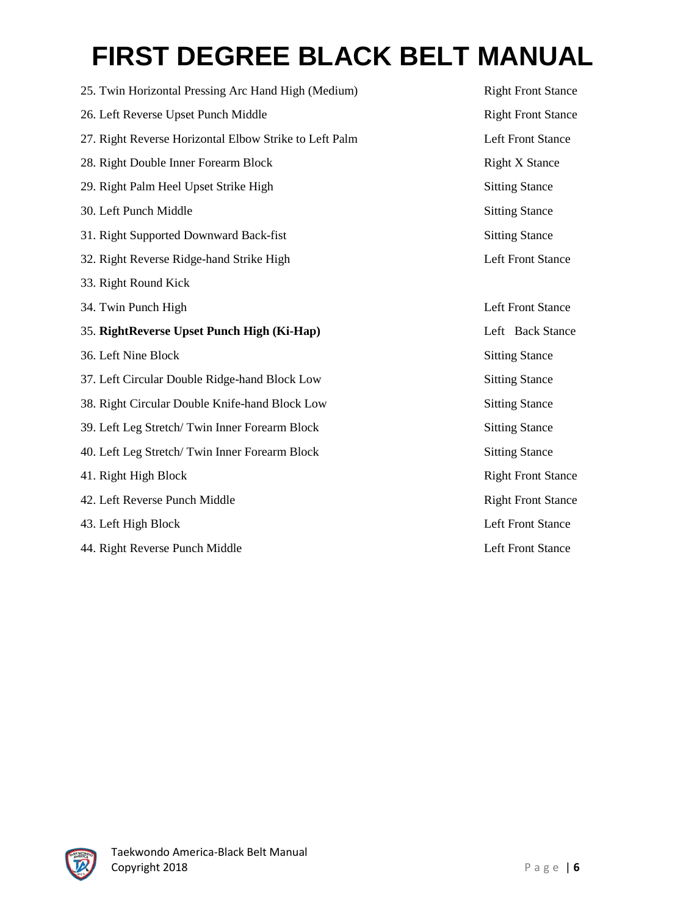# FIRST DEGREE BLACK BELT MANUAL

| | |
|---|---|
| 25. Twin Horizontal Pressing Arc Hand High (Medium) | Right Front Stance |
| 26. Left Reverse Upset Punch Middle | Right Front Stance |
| 27. Right Reverse Horizontal Elbow Strike to Left Palm | Left Front Stance |
| 28. Right Double Inner Forearm Block | Right X Stance |
| 29. Right Palm Heel Upset Strike High | Sitting Stance |
| 30. Left Punch Middle | Sitting Stance |
| 31. Right Supported Downward Back-fist | Sitting Stance |
| 32. Right Reverse Ridge-hand Strike High | Left Front Stance |
| 33. Right Round Kick | |
| 34. Twin Punch High | Left Front Stance |
| 35. **RightReverse Upset Punch High (Ki-Hap)** | Left Back Stance |
| 36. Left Nine Block | Sitting Stance |
| 37. Left Circular Double Ridge-hand Block Low | Sitting Stance |
| 38. Right Circular Double Knife-hand Block Low | Sitting Stance |
| 39. Left Leg Stretch/ Twin Inner Forearm Block | Sitting Stance |
| 40. Left Leg Stretch/ Twin Inner Forearm Block | Sitting Stance |
| 41. Right High Block | Right Front Stance |
| 42. Left Reverse Punch Middle | Right Front Stance |
| 43. Left High Block | Left Front Stance |
| 44. Right Reverse Punch Middle | Left Front Stance |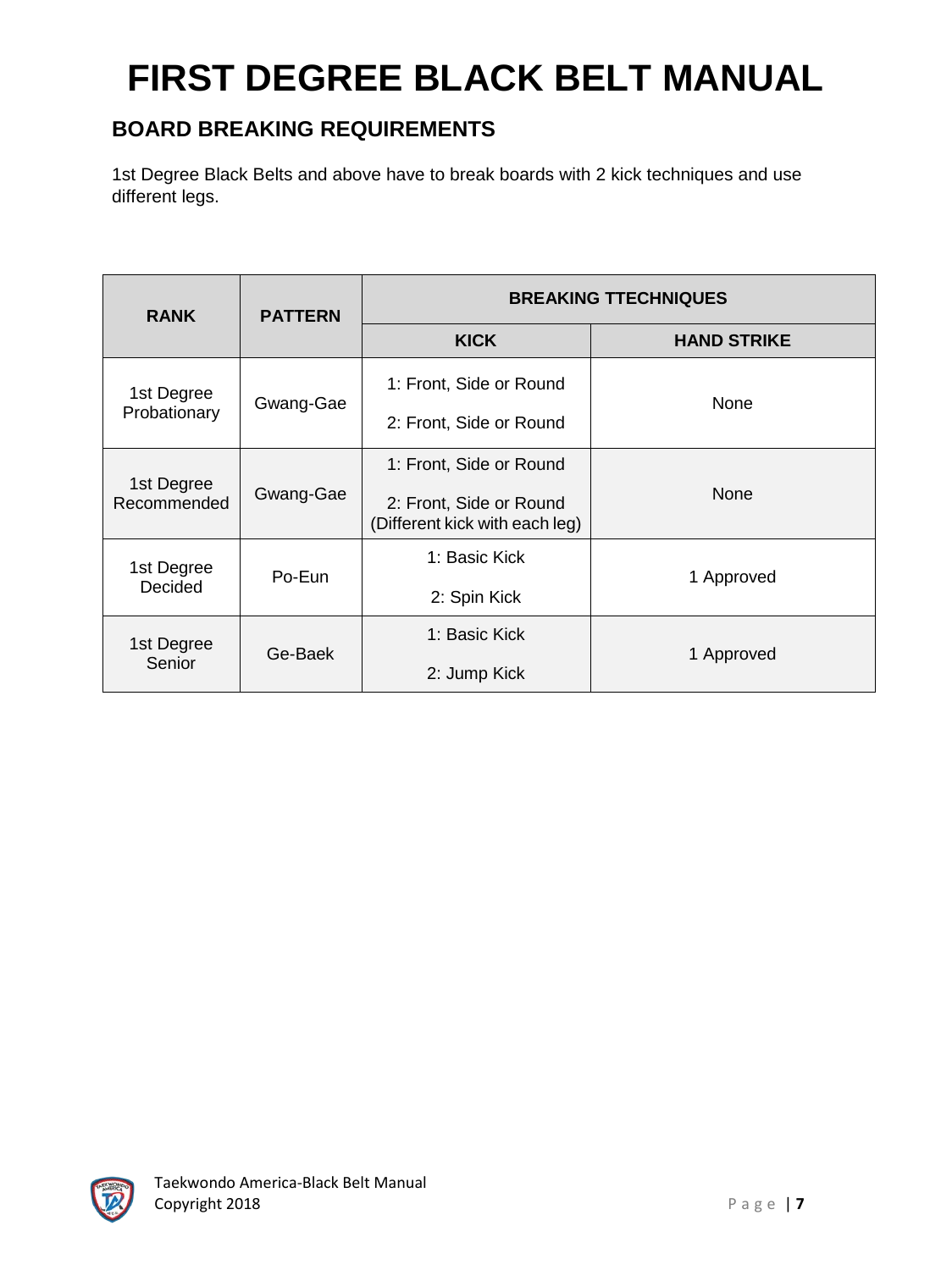# FIRST DEGREE BLACK BELT MANUAL

## BOARD BREAKING REQUIREMENTS

1st Degree Black Belts and above have to break boards with 2 kick techniques and use different legs.

| RANK | PATTERN | BREAKING TTECHNIQUES | |
|---|---|---|---|
| | | **KICK** | **HAND STRIKE** |
| 1st Degree Probationary | Gwang-Gae | 1: Front, Side or Round<br>2: Front, Side or Round | None |
| 1st Degree Recommended | Gwang-Gae | 1: Front, Side or Round<br>2: Front, Side or Round<br>(Different kick with each leg) | None |
| 1st Degree Decided | Po-Eun | 1: Basic Kick<br>2: Spin Kick | 1 Approved |
| 1st Degree Senior | Ge-Baek | 1: Basic Kick<br>2: Jump Kick | 1 Approved |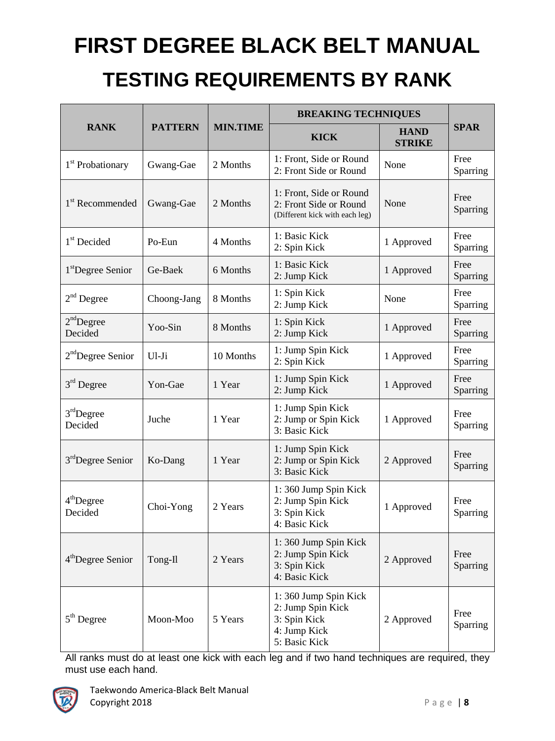# FIRST DEGREE BLACK BELT MANUAL

## TESTING REQUIREMENTS BY RANK

| RANK | PATTERN | MIN.TIME | BREAKING TECHNIQUES | | SPAR |
|---|---|---|---|---|---|
| | | | KICK | HAND STRIKE | |
| 1st Probationary | Gwang-Gae | 2 Months | 1: Front, Side or Round<br>2: Front Side or Round | None | Free Sparring |
| 1st Recommended | Gwang-Gae | 2 Months | 1: Front, Side or Round<br>2: Front Side or Round<br>(Different kick with each leg) | None | Free Sparring |
| 1st Decided | Po-Eun | 4 Months | 1: Basic Kick<br>2: Spin Kick | 1 Approved | Free Sparring |
| 1st Degree Senior | Ge-Baek | 6 Months | 1: Basic Kick<br>2: Jump Kick | 1 Approved | Free Sparring |
| 2nd Degree | Choong-Jang | 8 Months | 1: Spin Kick<br>2: Jump Kick | None | Free Sparring |
| 2nd Degree Decided | Yoo-Sin | 8 Months | 1: Spin Kick<br>2: Jump Kick | 1 Approved | Free Sparring |
| 2nd Degree Senior | Ul-Ji | 10 Months | 1: Jump Spin Kick<br>2: Spin Kick | 1 Approved | Free Sparring |
| 3rd Degree | Yon-Gae | 1 Year | 1: Jump Spin Kick<br>2: Jump Kick | 1 Approved | Free Sparring |
| 3rd Degree Decided | Juche | 1 Year | 1: Jump Spin Kick<br>2: Jump or Spin Kick<br>3: Basic Kick | 1 Approved | Free Sparring |
| 3rd Degree Senior | Ko-Dang | 1 Year | 1: Jump Spin Kick<br>2: Jump or Spin Kick<br>3: Basic Kick | 2 Approved | Free Sparring |
| 4th Degree Decided | Choi-Yong | 2 Years | 1: 360 Jump Spin Kick<br>2: Jump Spin Kick<br>3: Spin Kick<br>4: Basic Kick | 1 Approved | Free Sparring |
| 4th Degree Senior | Tong-Il | 2 Years | 1: 360 Jump Spin Kick<br>2: Jump Spin Kick<br>3: Spin Kick<br>4: Basic Kick | 2 Approved | Free Sparring |
| 5th Degree | Moon-Moo | 5 Years | 1: 360 Jump Spin Kick<br>2: Jump Spin Kick<br>3: Spin Kick<br>4: Jump Kick<br>5: Basic Kick | 2 Approved | Free Sparring |

All ranks must do at least one kick with each leg and if two hand techniques are required, they must use each hand.